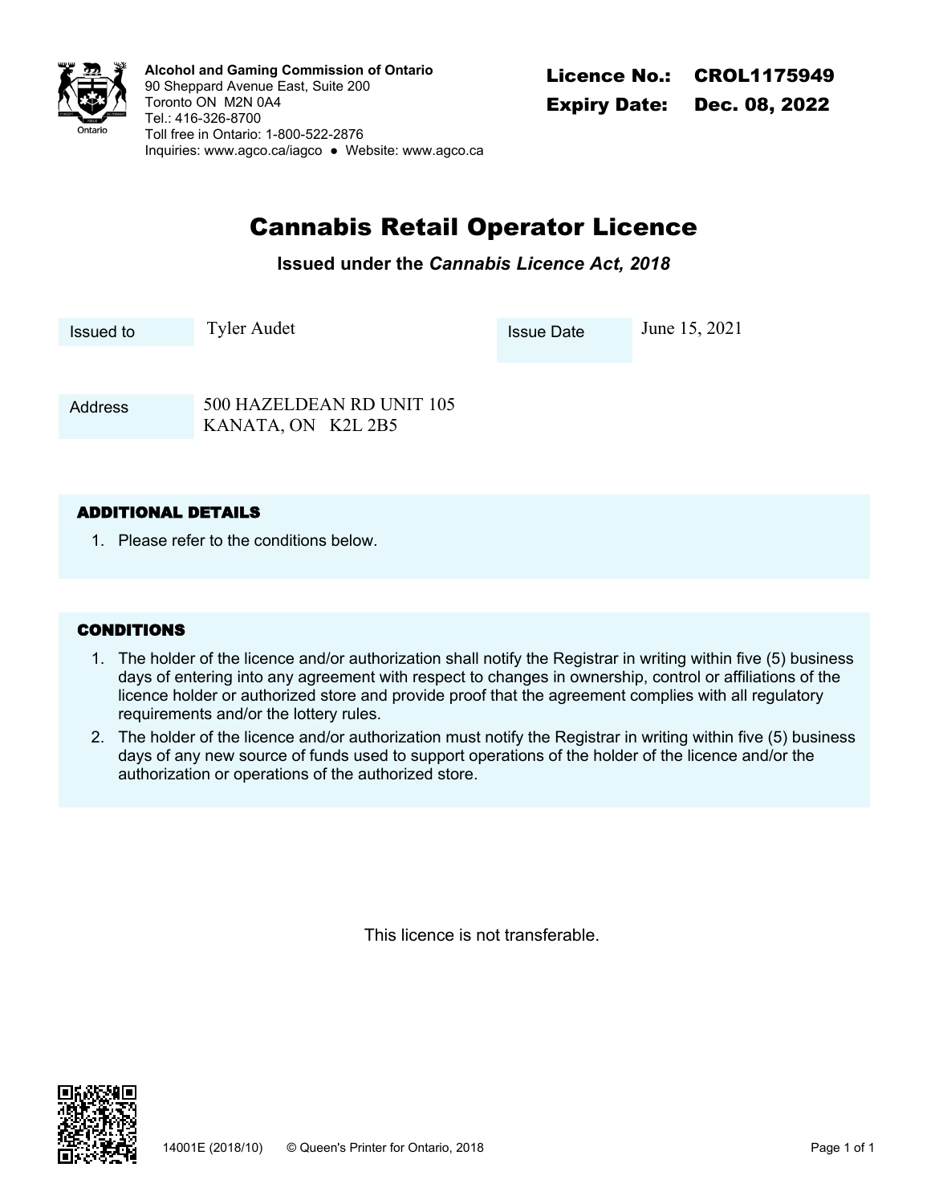**Alcohol and Gaming Commission of Ontario**
90 Sheppard Avenue East, Suite 200
Toronto ON M2N 0A4
Tel.: 416-326-8700
Toll free in Ontario: 1-800-522-2876
Inquiries: www.agco.ca/iagco ● Website: www.agco.ca

**Licence No.: CROL1175949**
**Expiry Date: Dec. 08, 2022**

# Cannabis Retail Operator Licence

**Issued under the *Cannabis Licence Act, 2018***

| | | | |
|---|---|---|---|
| Issued to | Tyler Audet | Issue Date | June 15, 2021 |
| Address | 500 HAZELDEAN RD UNIT 105<br>KANATA, ON K2L 2B5 | | |

### ADDITIONAL DETAILS

1. Please refer to the conditions below.

### CONDITIONS

1. The holder of the licence and/or authorization shall notify the Registrar in writing within five (5) business days of entering into any agreement with respect to changes in ownership, control or affiliations of the licence holder or authorized store and provide proof that the agreement complies with all regulatory requirements and/or the lottery rules.
2. The holder of the licence and/or authorization must notify the Registrar in writing within five (5) business days of any new source of funds used to support operations of the holder of the licence and/or the authorization or operations of the authorized store.

This licence is not transferable.

14001E (2018/10) © Queen's Printer for Ontario, 2018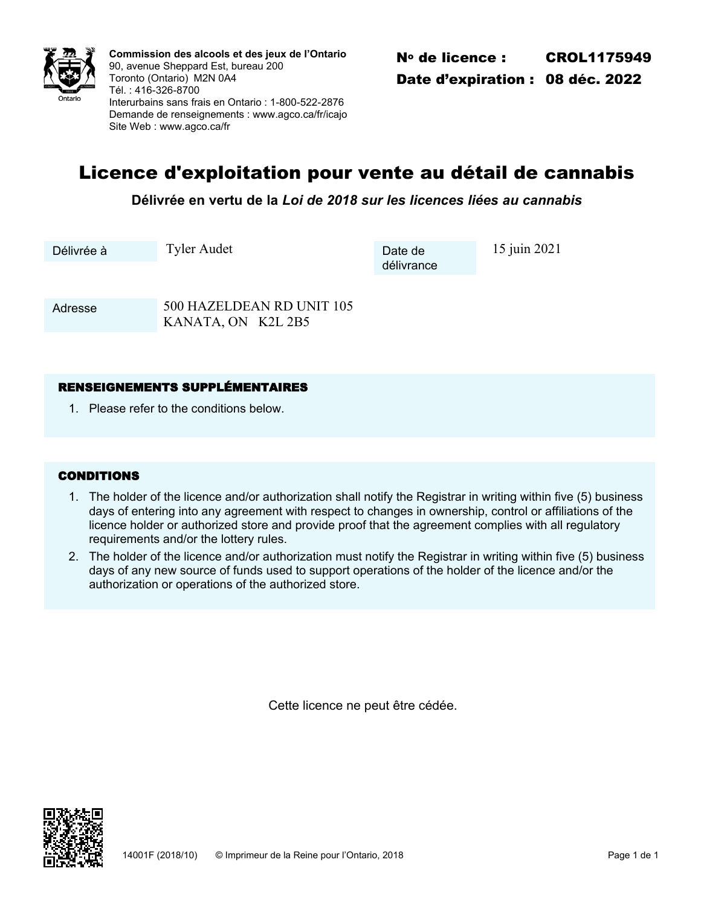**Commission des alcools et des jeux de l'Ontario**
90, avenue Sheppard Est, bureau 200
Toronto (Ontario) M2N 0A4
Tél. : 416-326-8700
Interurbains sans frais en Ontario : 1-800-522-2876
Demande de renseignements : www.agco.ca/fr/icajo
Site Web : www.agco.ca/fr

**Nº de licence : CROL1175949**
**Date d'expiration : 08 déc. 2022**

# Licence d'exploitation pour vente au détail de cannabis

**Délivrée en vertu de la *Loi de 2018 sur les licences liées au cannabis***

| | | | |
|---|---|---|---|
| Délivrée à | Tyler Audet | Date de délivrance | 15 juin 2021 |
| Adresse | 500 HAZELDEAN RD UNIT 105<br>KANATA, ON K2L 2B5 | | |

### RENSEIGNEMENTS SUPPLÉMENTAIRES

1. Please refer to the conditions below.

### CONDITIONS

1. The holder of the licence and/or authorization shall notify the Registrar in writing within five (5) business days of entering into any agreement with respect to changes in ownership, control or affiliations of the licence holder or authorized store and provide proof that the agreement complies with all regulatory requirements and/or the lottery rules.
2. The holder of the licence and/or authorization must notify the Registrar in writing within five (5) business days of any new source of funds used to support operations of the holder of the licence and/or the authorization or operations of the authorized store.

Cette licence ne peut être cédée.

14001F (2018/10) © Imprimeur de la Reine pour l'Ontario, 2018